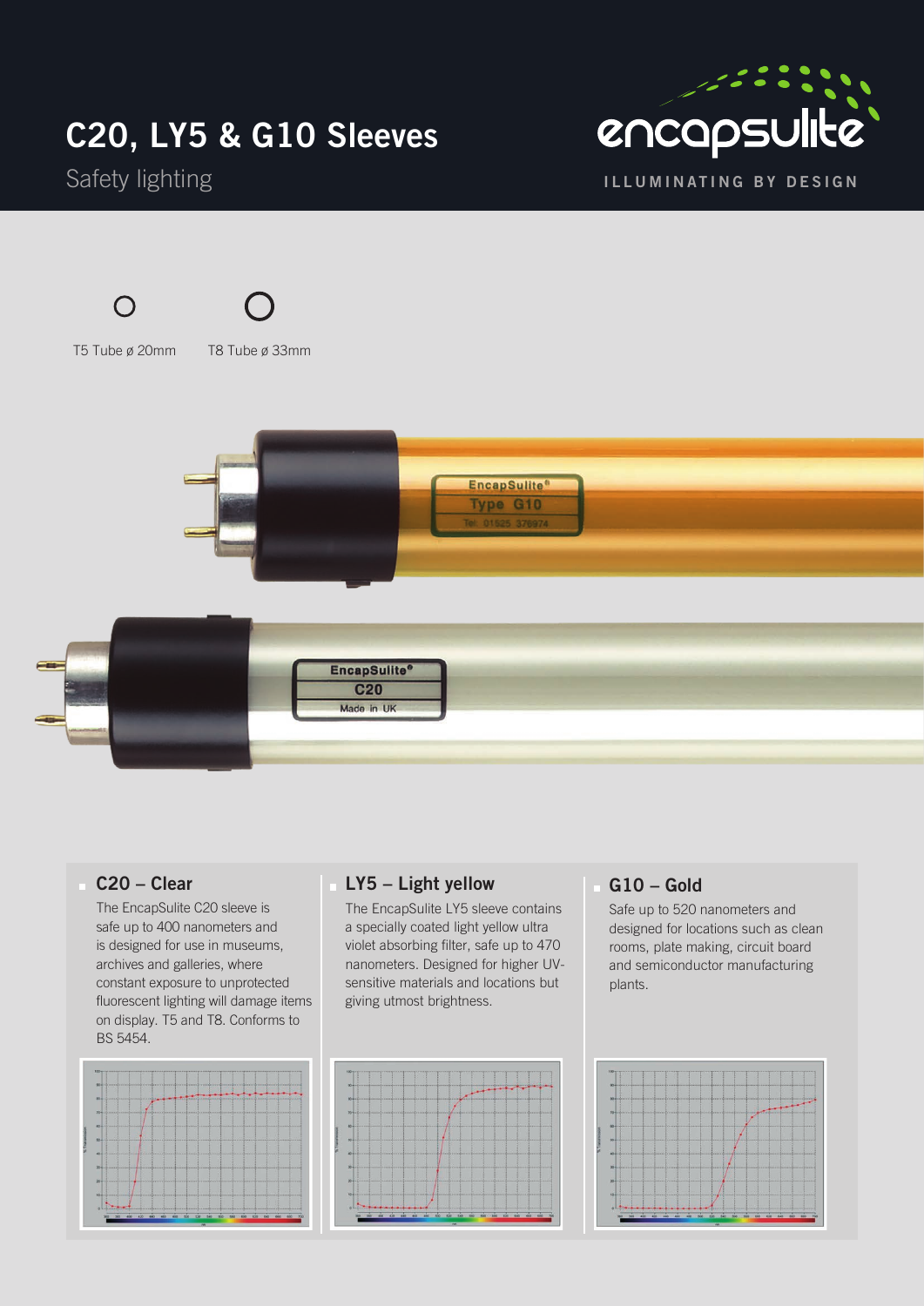# C20, LY5 & G10 Sleeves

Safety lighting

encapsulite

ILLUMINATING BY DESIGN

T5 Tube ø 20mm

T8 Tube ø 33mm

## C20 – Clear

The EncapSulite C20 sleeve is safe up to 400 nanometers and is designed for use in museums, archives and galleries, where constant exposure to unprotected fluorescent lighting will damage items on display. T5 and T8. Conforms to BS 5454.

## LY5 – Light yellow

The EncapSulite LY5 sleeve contains a specially coated light yellow ultra violet absorbing filter, safe up to 470 nanometers. Designed for higher UV-sensitive materials and locations but giving utmost brightness.

## G10 – Gold

Safe up to 520 nanometers and designed for locations such as clean rooms, plate making, circuit board and semiconductor manufacturing plants.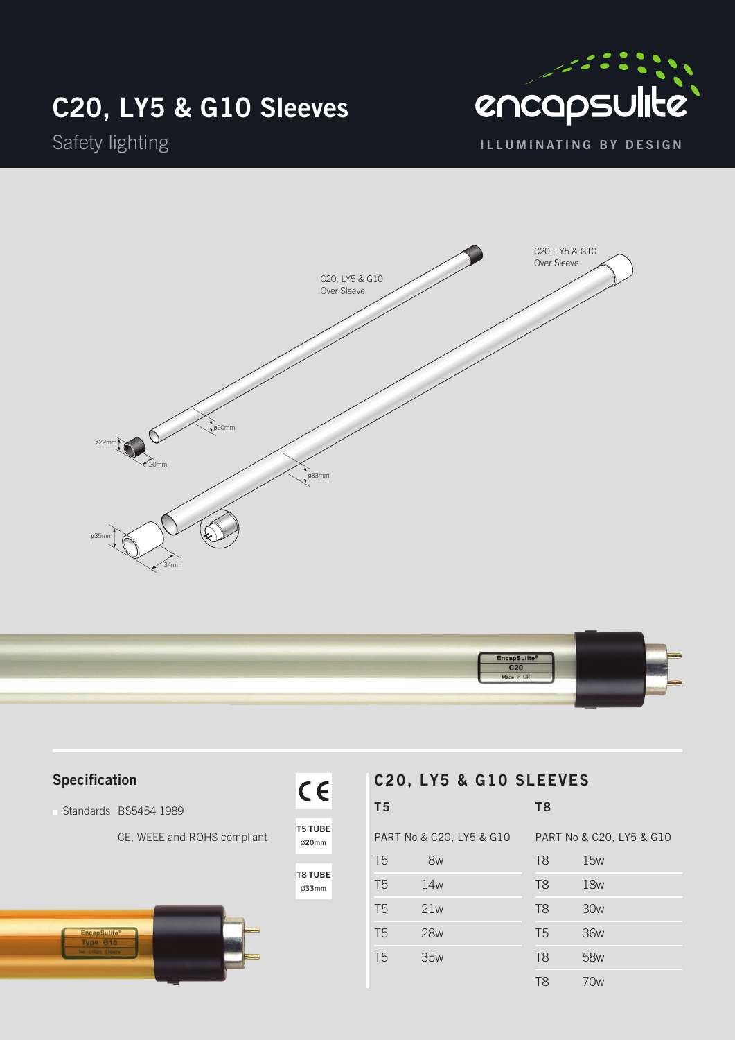# C20, LY5 & G10 Sleeves

Safety lighting

encapsulite

ILLUMINATING BY DESIGN

C20, LY5 & G10 Over Sleeve

C20, LY5 & G10 Over Sleeve

ø20mm

ø22mm

20mm

ø33mm

ø35mm

34mm

EncapSulite® C20 Made in UK

## Specification

- Standards BS5454 1989

  CE, WEEE and ROHS compliant

CE

T5 TUBE ø20mm

T8 TUBE ø33mm

EncapSulite® Type G10

## C20, LY5 & G10 SLEEVES

| T5 | | T8 | |
|---|---|---|---|
| PART No & C20, LY5 & G10 | | PART No & C20, LY5 & G10 | |
| T5 | 8w | T8 | 15w |
| T5 | 14w | T8 | 18w |
| T5 | 21w | T8 | 30w |
| T5 | 28w | T5 | 36w |
| T5 | 35w | T8 | 58w |
| | | T8 | 70w |